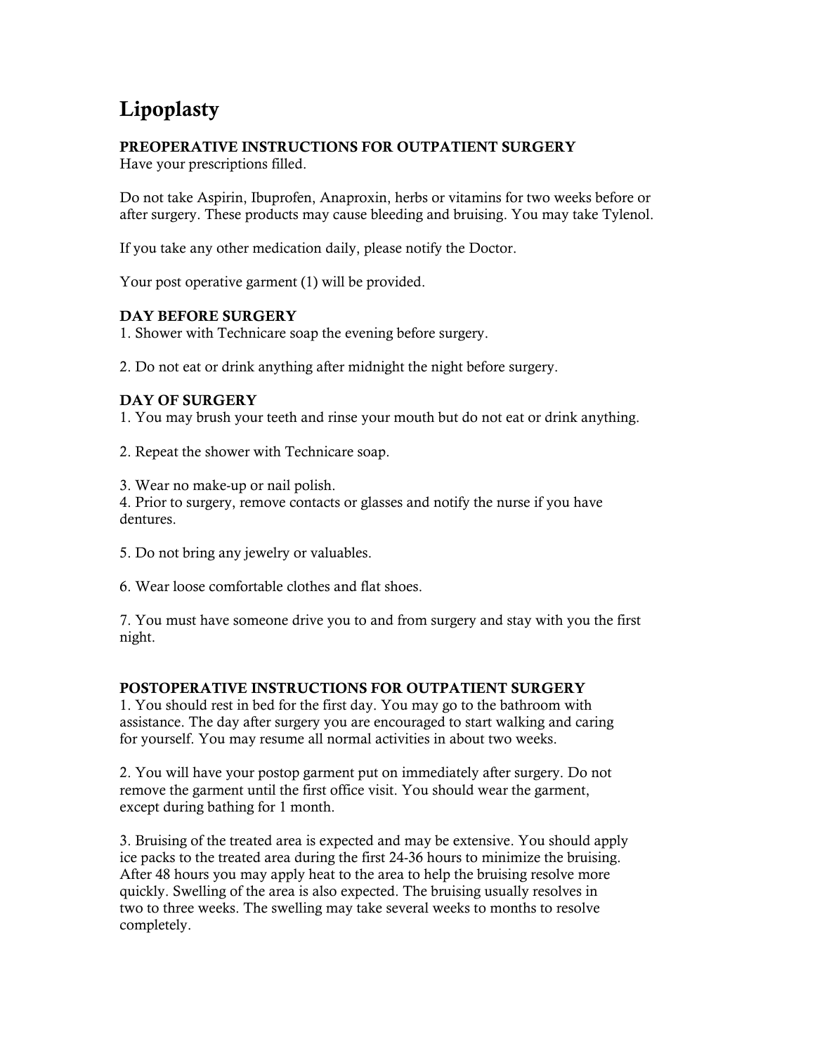# Lipoplasty

**PREOPERATIVE INSTRUCTIONS FOR OUTPATIENT SURGERY**

Have your prescriptions filled.

Do not take Aspirin, Ibuprofen, Anaproxin, herbs or vitamins for two weeks before or after surgery. These products may cause bleeding and bruising. You may take Tylenol.

If you take any other medication daily, please notify the Doctor.

Your post operative garment (1) will be provided.

**DAY BEFORE SURGERY**

1. Shower with Technicare soap the evening before surgery.

2. Do not eat or drink anything after midnight the night before surgery.

**DAY OF SURGERY**

1. You may brush your teeth and rinse your mouth but do not eat or drink anything.

2. Repeat the shower with Technicare soap.

3. Wear no make-up or nail polish.
4. Prior to surgery, remove contacts or glasses and notify the nurse if you have dentures.

5. Do not bring any jewelry or valuables.

6. Wear loose comfortable clothes and flat shoes.

7. You must have someone drive you to and from surgery and stay with you the first night.

**POSTOPERATIVE INSTRUCTIONS FOR OUTPATIENT SURGERY**

1. You should rest in bed for the first day. You may go to the bathroom with assistance. The day after surgery you are encouraged to start walking and caring for yourself. You may resume all normal activities in about two weeks.

2. You will have your postop garment put on immediately after surgery. Do not remove the garment until the first office visit. You should wear the garment, except during bathing for 1 month.

3. Bruising of the treated area is expected and may be extensive. You should apply ice packs to the treated area during the first 24-36 hours to minimize the bruising. After 48 hours you may apply heat to the area to help the bruising resolve more quickly. Swelling of the area is also expected. The bruising usually resolves in two to three weeks. The swelling may take several weeks to months to resolve completely.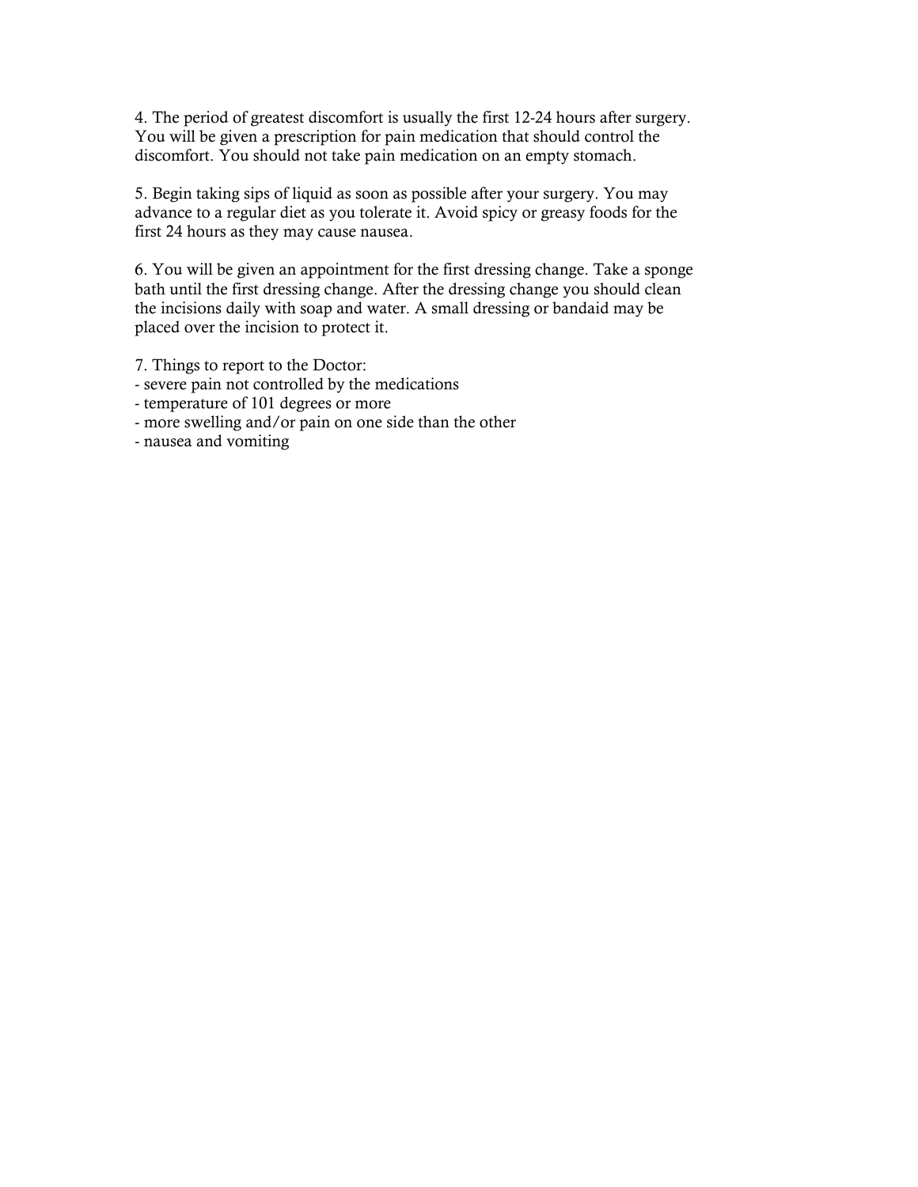4. The period of greatest discomfort is usually the first 12-24 hours after surgery. You will be given a prescription for pain medication that should control the discomfort. You should not take pain medication on an empty stomach.

5. Begin taking sips of liquid as soon as possible after your surgery. You may advance to a regular diet as you tolerate it. Avoid spicy or greasy foods for the first 24 hours as they may cause nausea.

6. You will be given an appointment for the first dressing change. Take a sponge bath until the first dressing change. After the dressing change you should clean the incisions daily with soap and water. A small dressing or bandaid may be placed over the incision to protect it.

7. Things to report to the Doctor:
- severe pain not controlled by the medications
- temperature of 101 degrees or more
- more swelling and/or pain on one side than the other
- nausea and vomiting